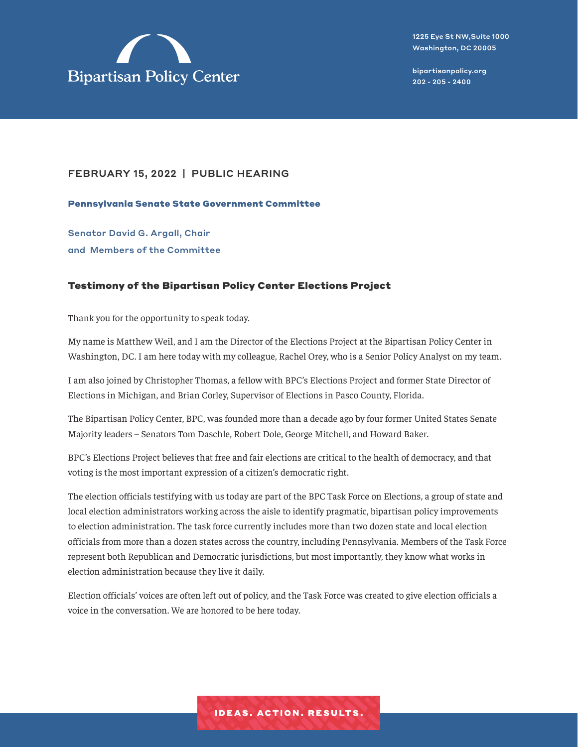Bipartisan Policy Center

1225 Eye St NW,Suite 1000
Washington, DC 20005

bipartisanpolicy.org
202 - 205 - 2400

FEBRUARY 15, 2022 | PUBLIC HEARING

**Pennsylvania Senate State Government Committee**

Senator David G. Argall, Chair
and Members of the Committee

## Testimony of the Bipartisan Policy Center Elections Project

Thank you for the opportunity to speak today.

My name is Matthew Weil, and I am the Director of the Elections Project at the Bipartisan Policy Center in Washington, DC. I am here today with my colleague, Rachel Orey, who is a Senior Policy Analyst on my team.

I am also joined by Christopher Thomas, a fellow with BPC's Elections Project and former State Director of Elections in Michigan, and Brian Corley, Supervisor of Elections in Pasco County, Florida.

The Bipartisan Policy Center, BPC, was founded more than a decade ago by four former United States Senate Majority leaders – Senators Tom Daschle, Robert Dole, George Mitchell, and Howard Baker.

BPC's Elections Project believes that free and fair elections are critical to the health of democracy, and that voting is the most important expression of a citizen's democratic right.

The election officials testifying with us today are part of the BPC Task Force on Elections, a group of state and local election administrators working across the aisle to identify pragmatic, bipartisan policy improvements to election administration. The task force currently includes more than two dozen state and local election officials from more than a dozen states across the country, including Pennsylvania. Members of the Task Force represent both Republican and Democratic jurisdictions, but most importantly, they know what works in election administration because they live it daily.

Election officials' voices are often left out of policy, and the Task Force was created to give election officials a voice in the conversation. We are honored to be here today.

IDEAS. ACTION. RESULTS.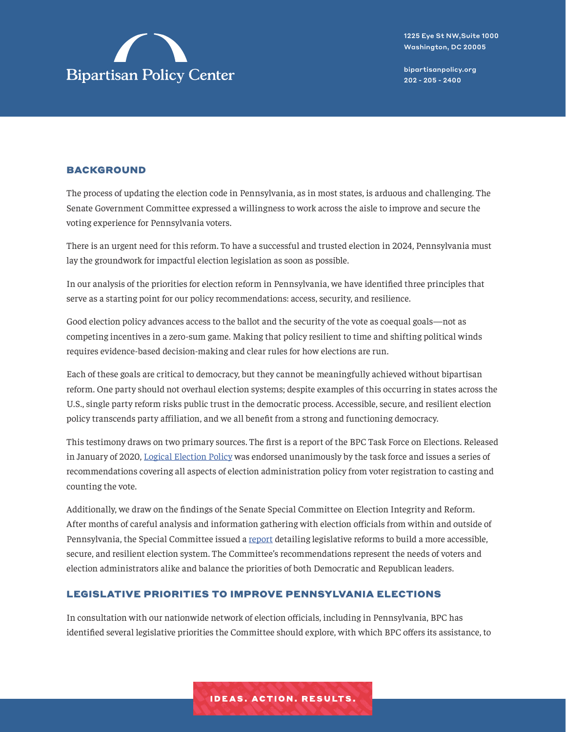## BACKGROUND

The process of updating the election code in Pennsylvania, as in most states, is arduous and challenging. The Senate Government Committee expressed a willingness to work across the aisle to improve and secure the voting experience for Pennsylvania voters.

There is an urgent need for this reform. To have a successful and trusted election in 2024, Pennsylvania must lay the groundwork for impactful election legislation as soon as possible.

In our analysis of the priorities for election reform in Pennsylvania, we have identified three principles that serve as a starting point for our policy recommendations: access, security, and resilience.

Good election policy advances access to the ballot and the security of the vote as coequal goals—not as competing incentives in a zero-sum game. Making that policy resilient to time and shifting political winds requires evidence-based decision-making and clear rules for how elections are run.

Each of these goals are critical to democracy, but they cannot be meaningfully achieved without bipartisan reform. One party should not overhaul election systems; despite examples of this occurring in states across the U.S., single party reform risks public trust in the democratic process. Accessible, secure, and resilient election policy transcends party affiliation, and we all benefit from a strong and functioning democracy.

This testimony draws on two primary sources. The first is a report of the BPC Task Force on Elections. Released in January of 2020, Logical Election Policy was endorsed unanimously by the task force and issues a series of recommendations covering all aspects of election administration policy from voter registration to casting and counting the vote.

Additionally, we draw on the findings of the Senate Special Committee on Election Integrity and Reform. After months of careful analysis and information gathering with election officials from within and outside of Pennsylvania, the Special Committee issued a report detailing legislative reforms to build a more accessible, secure, and resilient election system. The Committee's recommendations represent the needs of voters and election administrators alike and balance the priorities of both Democratic and Republican leaders.

## LEGISLATIVE PRIORITIES TO IMPROVE PENNSYLVANIA ELECTIONS

In consultation with our nationwide network of election officials, including in Pennsylvania, BPC has identified several legislative priorities the Committee should explore, with which BPC offers its assistance, to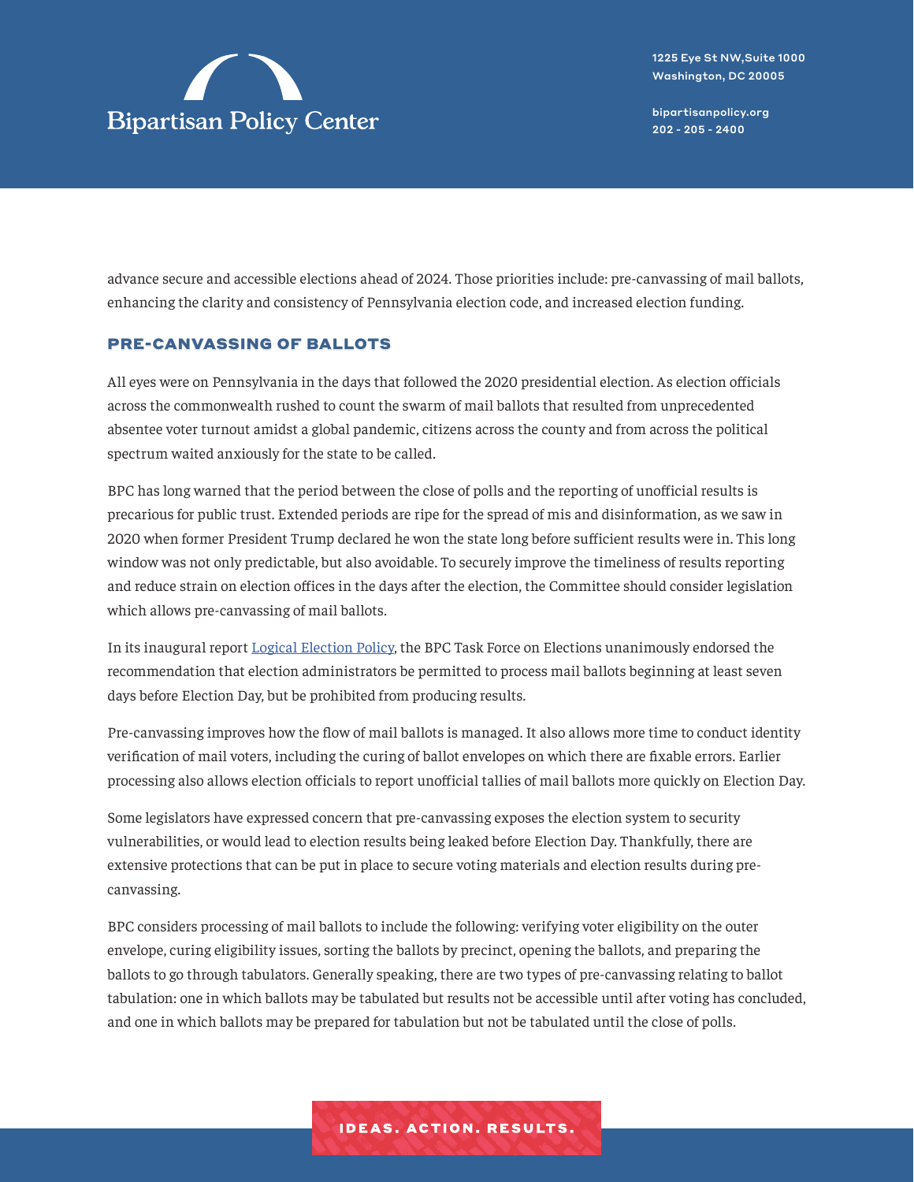advance secure and accessible elections ahead of 2024. Those priorities include: pre-canvassing of mail ballots, enhancing the clarity and consistency of Pennsylvania election code, and increased election funding.

## PRE-CANVASSING OF BALLOTS

All eyes were on Pennsylvania in the days that followed the 2020 presidential election. As election officials across the commonwealth rushed to count the swarm of mail ballots that resulted from unprecedented absentee voter turnout amidst a global pandemic, citizens across the county and from across the political spectrum waited anxiously for the state to be called.

BPC has long warned that the period between the close of polls and the reporting of unofficial results is precarious for public trust. Extended periods are ripe for the spread of mis and disinformation, as we saw in 2020 when former President Trump declared he won the state long before sufficient results were in. This long window was not only predictable, but also avoidable. To securely improve the timeliness of results reporting and reduce strain on election offices in the days after the election, the Committee should consider legislation which allows pre-canvassing of mail ballots.

In its inaugural report [Logical Election Policy](), the BPC Task Force on Elections unanimously endorsed the recommendation that election administrators be permitted to process mail ballots beginning at least seven days before Election Day, but be prohibited from producing results.

Pre-canvassing improves how the flow of mail ballots is managed. It also allows more time to conduct identity verification of mail voters, including the curing of ballot envelopes on which there are fixable errors. Earlier processing also allows election officials to report unofficial tallies of mail ballots more quickly on Election Day.

Some legislators have expressed concern that pre-canvassing exposes the election system to security vulnerabilities, or would lead to election results being leaked before Election Day. Thankfully, there are extensive protections that can be put in place to secure voting materials and election results during pre-canvassing.

BPC considers processing of mail ballots to include the following: verifying voter eligibility on the outer envelope, curing eligibility issues, sorting the ballots by precinct, opening the ballots, and preparing the ballots to go through tabulators. Generally speaking, there are two types of pre-canvassing relating to ballot tabulation: one in which ballots may be tabulated but results not be accessible until after voting has concluded, and one in which ballots may be prepared for tabulation but not be tabulated until the close of polls.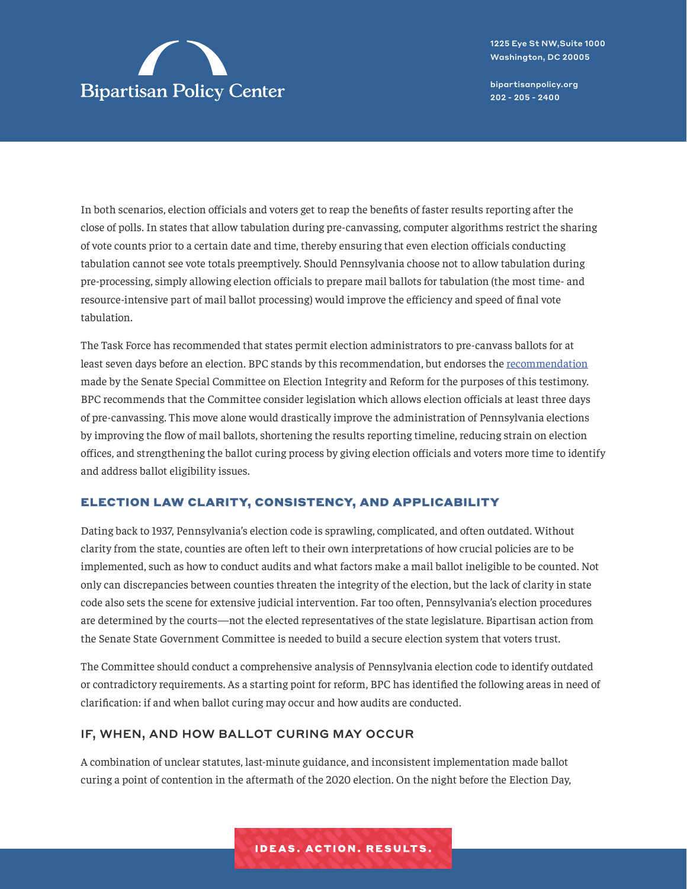In both scenarios, election officials and voters get to reap the benefits of faster results reporting after the close of polls. In states that allow tabulation during pre-canvassing, computer algorithms restrict the sharing of vote counts prior to a certain date and time, thereby ensuring that even election officials conducting tabulation cannot see vote totals preemptively. Should Pennsylvania choose not to allow tabulation during pre-processing, simply allowing election officials to prepare mail ballots for tabulation (the most time- and resource-intensive part of mail ballot processing) would improve the efficiency and speed of final vote tabulation.

The Task Force has recommended that states permit election administrators to pre-canvass ballots for at least seven days before an election. BPC stands by this recommendation, but endorses the recommendation made by the Senate Special Committee on Election Integrity and Reform for the purposes of this testimony. BPC recommends that the Committee consider legislation which allows election officials at least three days of pre-canvassing. This move alone would drastically improve the administration of Pennsylvania elections by improving the flow of mail ballots, shortening the results reporting timeline, reducing strain on election offices, and strengthening the ballot curing process by giving election officials and voters more time to identify and address ballot eligibility issues.

## ELECTION LAW CLARITY, CONSISTENCY, AND APPLICABILITY

Dating back to 1937, Pennsylvania's election code is sprawling, complicated, and often outdated. Without clarity from the state, counties are often left to their own interpretations of how crucial policies are to be implemented, such as how to conduct audits and what factors make a mail ballot ineligible to be counted. Not only can discrepancies between counties threaten the integrity of the election, but the lack of clarity in state code also sets the scene for extensive judicial intervention. Far too often, Pennsylvania's election procedures are determined by the courts—not the elected representatives of the state legislature. Bipartisan action from the Senate State Government Committee is needed to build a secure election system that voters trust.

The Committee should conduct a comprehensive analysis of Pennsylvania election code to identify outdated or contradictory requirements. As a starting point for reform, BPC has identified the following areas in need of clarification: if and when ballot curing may occur and how audits are conducted.

### IF, WHEN, AND HOW BALLOT CURING MAY OCCUR

A combination of unclear statutes, last-minute guidance, and inconsistent implementation made ballot curing a point of contention in the aftermath of the 2020 election. On the night before the Election Day,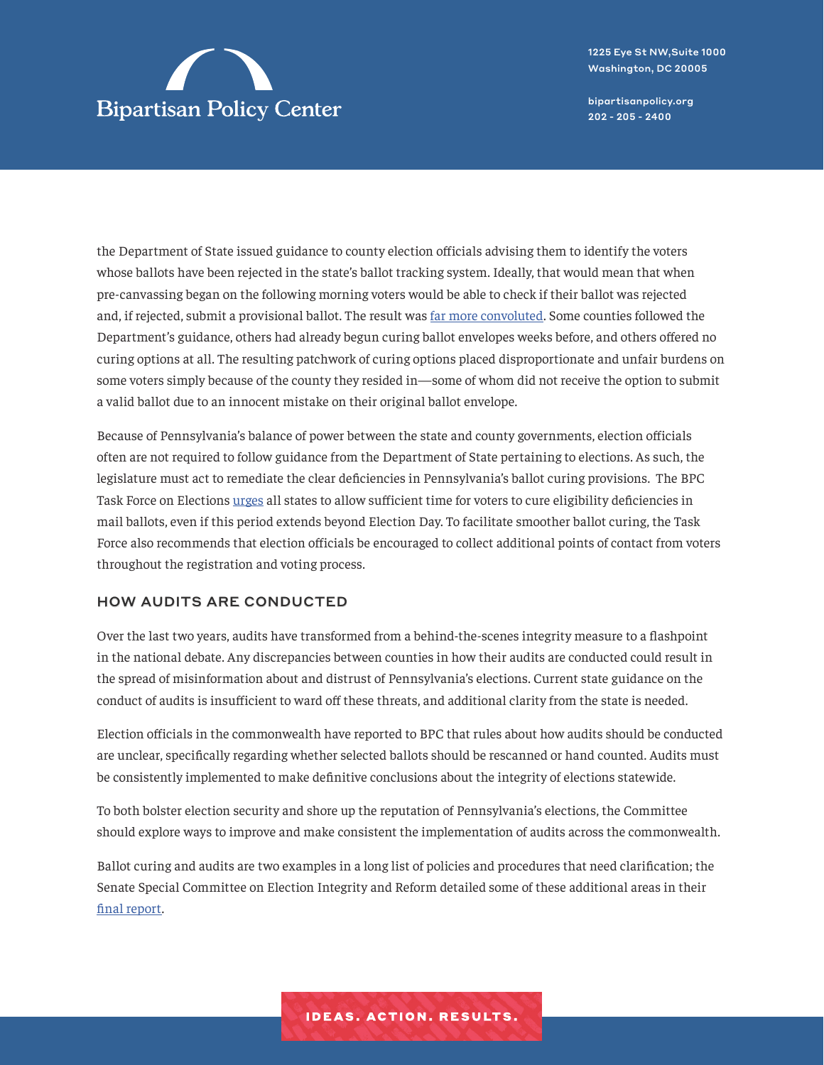the Department of State issued guidance to county election officials advising them to identify the voters whose ballots have been rejected in the state's ballot tracking system. Ideally, that would mean that when pre-canvassing began on the following morning voters would be able to check if their ballot was rejected and, if rejected, submit a provisional ballot. The result was far more convoluted. Some counties followed the Department's guidance, others had already begun curing ballot envelopes weeks before, and others offered no curing options at all. The resulting patchwork of curing options placed disproportionate and unfair burdens on some voters simply because of the county they resided in—some of whom did not receive the option to submit a valid ballot due to an innocent mistake on their original ballot envelope.

Because of Pennsylvania's balance of power between the state and county governments, election officials often are not required to follow guidance from the Department of State pertaining to elections. As such, the legislature must act to remediate the clear deficiencies in Pennsylvania's ballot curing provisions. The BPC Task Force on Elections urges all states to allow sufficient time for voters to cure eligibility deficiencies in mail ballots, even if this period extends beyond Election Day. To facilitate smoother ballot curing, the Task Force also recommends that election officials be encouraged to collect additional points of contact from voters throughout the registration and voting process.

## HOW AUDITS ARE CONDUCTED

Over the last two years, audits have transformed from a behind-the-scenes integrity measure to a flashpoint in the national debate. Any discrepancies between counties in how their audits are conducted could result in the spread of misinformation about and distrust of Pennsylvania's elections. Current state guidance on the conduct of audits is insufficient to ward off these threats, and additional clarity from the state is needed.

Election officials in the commonwealth have reported to BPC that rules about how audits should be conducted are unclear, specifically regarding whether selected ballots should be rescanned or hand counted. Audits must be consistently implemented to make definitive conclusions about the integrity of elections statewide.

To both bolster election security and shore up the reputation of Pennsylvania's elections, the Committee should explore ways to improve and make consistent the implementation of audits across the commonwealth.

Ballot curing and audits are two examples in a long list of policies and procedures that need clarification; the Senate Special Committee on Election Integrity and Reform detailed some of these additional areas in their final report.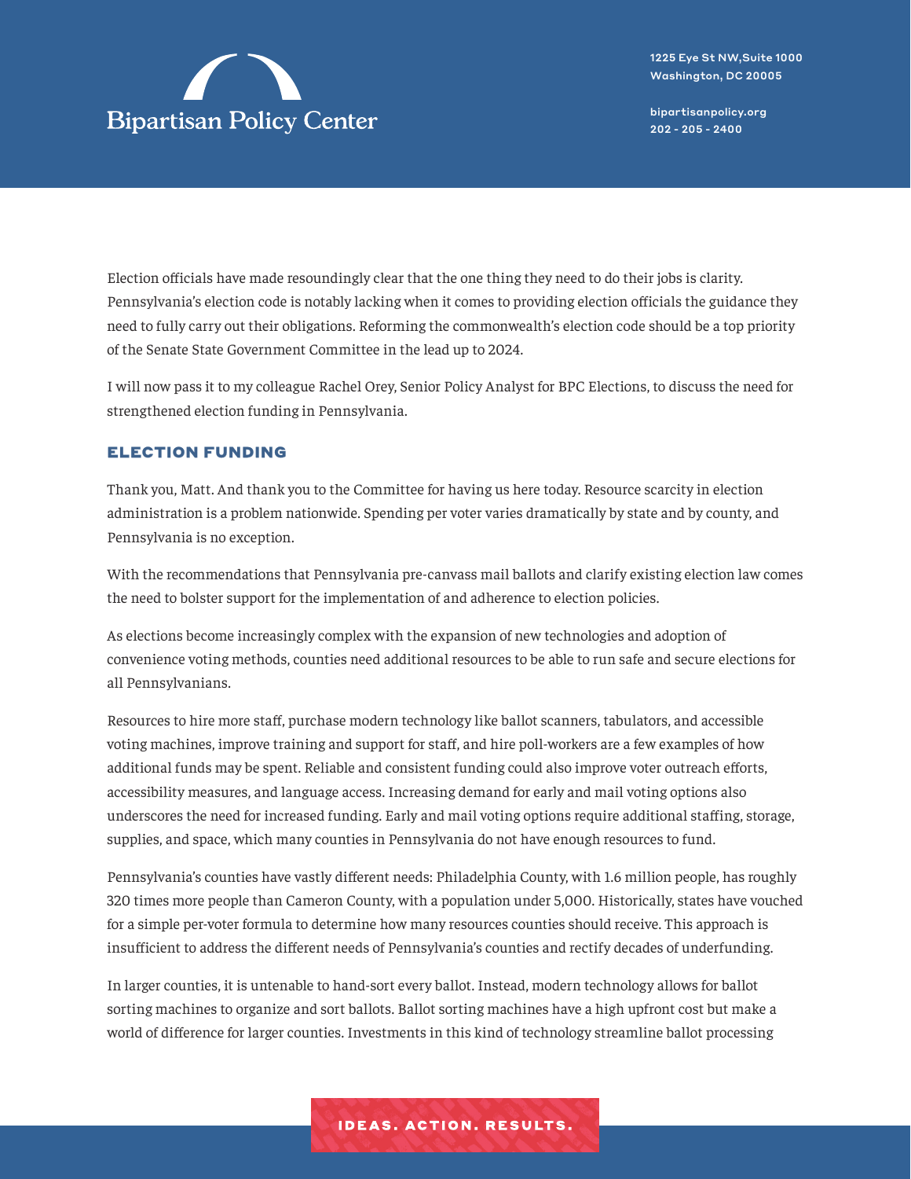Election officials have made resoundingly clear that the one thing they need to do their jobs is clarity. Pennsylvania's election code is notably lacking when it comes to providing election officials the guidance they need to fully carry out their obligations. Reforming the commonwealth's election code should be a top priority of the Senate State Government Committee in the lead up to 2024.

I will now pass it to my colleague Rachel Orey, Senior Policy Analyst for BPC Elections, to discuss the need for strengthened election funding in Pennsylvania.

## ELECTION FUNDING

Thank you, Matt. And thank you to the Committee for having us here today. Resource scarcity in election administration is a problem nationwide. Spending per voter varies dramatically by state and by county, and Pennsylvania is no exception.

With the recommendations that Pennsylvania pre-canvass mail ballots and clarify existing election law comes the need to bolster support for the implementation of and adherence to election policies.

As elections become increasingly complex with the expansion of new technologies and adoption of convenience voting methods, counties need additional resources to be able to run safe and secure elections for all Pennsylvanians.

Resources to hire more staff, purchase modern technology like ballot scanners, tabulators, and accessible voting machines, improve training and support for staff, and hire poll-workers are a few examples of how additional funds may be spent. Reliable and consistent funding could also improve voter outreach efforts, accessibility measures, and language access. Increasing demand for early and mail voting options also underscores the need for increased funding. Early and mail voting options require additional staffing, storage, supplies, and space, which many counties in Pennsylvania do not have enough resources to fund.

Pennsylvania's counties have vastly different needs: Philadelphia County, with 1.6 million people, has roughly 320 times more people than Cameron County, with a population under 5,000. Historically, states have vouched for a simple per-voter formula to determine how many resources counties should receive. This approach is insufficient to address the different needs of Pennsylvania's counties and rectify decades of underfunding.

In larger counties, it is untenable to hand-sort every ballot. Instead, modern technology allows for ballot sorting machines to organize and sort ballots. Ballot sorting machines have a high upfront cost but make a world of difference for larger counties. Investments in this kind of technology streamline ballot processing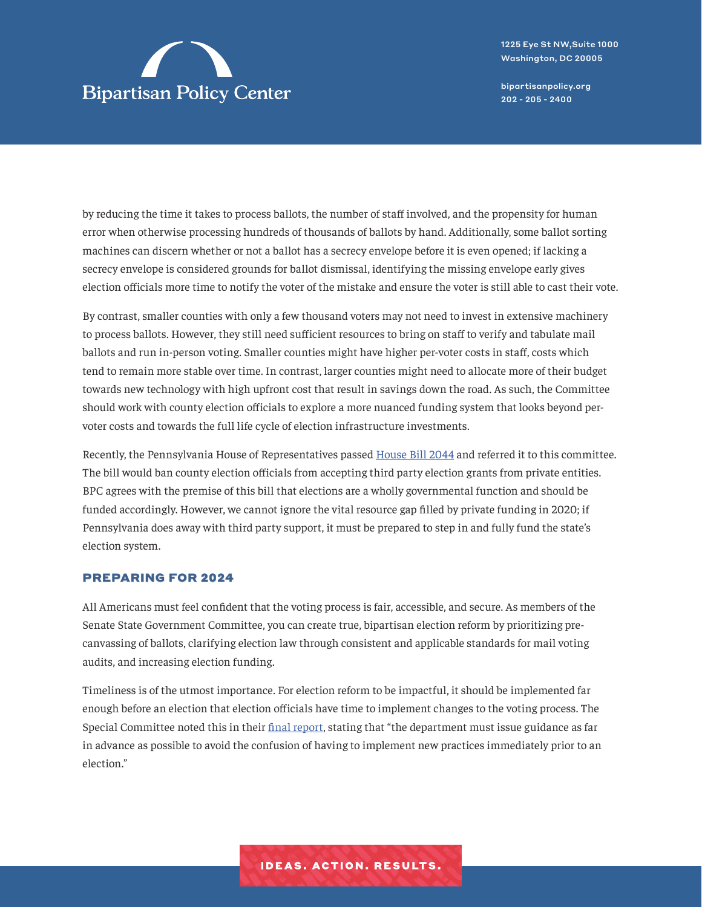by reducing the time it takes to process ballots, the number of staff involved, and the propensity for human error when otherwise processing hundreds of thousands of ballots by hand. Additionally, some ballot sorting machines can discern whether or not a ballot has a secrecy envelope before it is even opened; if lacking a secrecy envelope is considered grounds for ballot dismissal, identifying the missing envelope early gives election officials more time to notify the voter of the mistake and ensure the voter is still able to cast their vote.

By contrast, smaller counties with only a few thousand voters may not need to invest in extensive machinery to process ballots. However, they still need sufficient resources to bring on staff to verify and tabulate mail ballots and run in-person voting. Smaller counties might have higher per-voter costs in staff, costs which tend to remain more stable over time. In contrast, larger counties might need to allocate more of their budget towards new technology with high upfront cost that result in savings down the road. As such, the Committee should work with county election officials to explore a more nuanced funding system that looks beyond per-voter costs and towards the full life cycle of election infrastructure investments.

Recently, the Pennsylvania House of Representatives passed House Bill 2044 and referred it to this committee. The bill would ban county election officials from accepting third party election grants from private entities. BPC agrees with the premise of this bill that elections are a wholly governmental function and should be funded accordingly. However, we cannot ignore the vital resource gap filled by private funding in 2020; if Pennsylvania does away with third party support, it must be prepared to step in and fully fund the state's election system.

## PREPARING FOR 2024

All Americans must feel confident that the voting process is fair, accessible, and secure. As members of the Senate State Government Committee, you can create true, bipartisan election reform by prioritizing pre-canvassing of ballots, clarifying election law through consistent and applicable standards for mail voting audits, and increasing election funding.

Timeliness is of the utmost importance. For election reform to be impactful, it should be implemented far enough before an election that election officials have time to implement changes to the voting process. The Special Committee noted this in their final report, stating that "the department must issue guidance as far in advance as possible to avoid the confusion of having to implement new practices immediately prior to an election."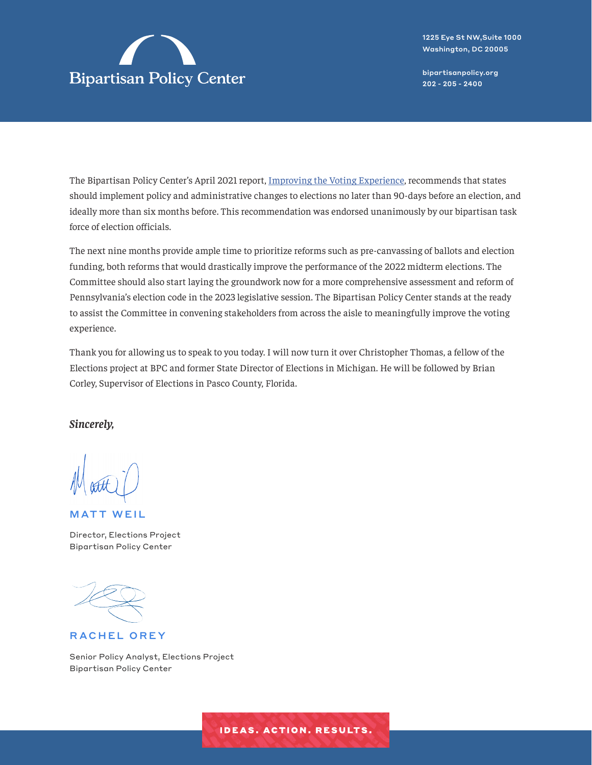The Bipartisan Policy Center's April 2021 report, [Improving the Voting Experience](), recommends that states should implement policy and administrative changes to elections no later than 90-days before an election, and ideally more than six months before. This recommendation was endorsed unanimously by our bipartisan task force of election officials.

The next nine months provide ample time to prioritize reforms such as pre-canvassing of ballots and election funding, both reforms that would drastically improve the performance of the 2022 midterm elections. The Committee should also start laying the groundwork now for a more comprehensive assessment and reform of Pennsylvania's election code in the 2023 legislative session. The Bipartisan Policy Center stands at the ready to assist the Committee in convening stakeholders from across the aisle to meaningfully improve the voting experience.

Thank you for allowing us to speak to you today. I will now turn it over Christopher Thomas, a fellow of the Elections project at BPC and former State Director of Elections in Michigan. He will be followed by Brian Corley, Supervisor of Elections in Pasco County, Florida.

***Sincerely,***

**MATT WEIL**

Director, Elections Project
Bipartisan Policy Center

**RACHEL OREY**

Senior Policy Analyst, Elections Project
Bipartisan Policy Center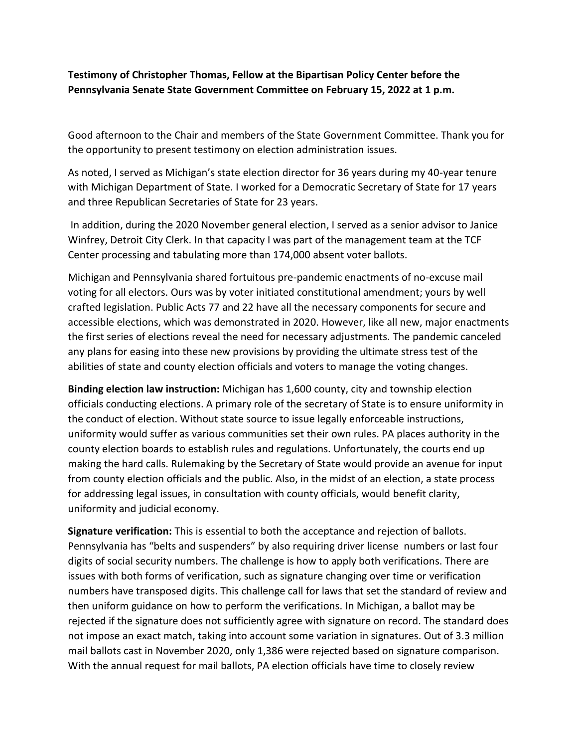**Testimony of Christopher Thomas, Fellow at the Bipartisan Policy Center before the Pennsylvania Senate State Government Committee on February 15, 2022 at 1 p.m.**

Good afternoon to the Chair and members of the State Government Committee. Thank you for the opportunity to present testimony on election administration issues.

As noted, I served as Michigan's state election director for 36 years during my 40-year tenure with Michigan Department of State. I worked for a Democratic Secretary of State for 17 years and three Republican Secretaries of State for 23 years.

In addition, during the 2020 November general election, I served as a senior advisor to Janice Winfrey, Detroit City Clerk. In that capacity I was part of the management team at the TCF Center processing and tabulating more than 174,000 absent voter ballots.

Michigan and Pennsylvania shared fortuitous pre-pandemic enactments of no-excuse mail voting for all electors. Ours was by voter initiated constitutional amendment; yours by well crafted legislation. Public Acts 77 and 22 have all the necessary components for secure and accessible elections, which was demonstrated in 2020. However, like all new, major enactments the first series of elections reveal the need for necessary adjustments. The pandemic canceled any plans for easing into these new provisions by providing the ultimate stress test of the abilities of state and county election officials and voters to manage the voting changes.

**Binding election law instruction:** Michigan has 1,600 county, city and township election officials conducting elections. A primary role of the secretary of State is to ensure uniformity in the conduct of election. Without state source to issue legally enforceable instructions, uniformity would suffer as various communities set their own rules. PA places authority in the county election boards to establish rules and regulations. Unfortunately, the courts end up making the hard calls. Rulemaking by the Secretary of State would provide an avenue for input from county election officials and the public. Also, in the midst of an election, a state process for addressing legal issues, in consultation with county officials, would benefit clarity, uniformity and judicial economy.

**Signature verification:** This is essential to both the acceptance and rejection of ballots. Pennsylvania has "belts and suspenders" by also requiring driver license numbers or last four digits of social security numbers. The challenge is how to apply both verifications. There are issues with both forms of verification, such as signature changing over time or verification numbers have transposed digits. This challenge call for laws that set the standard of review and then uniform guidance on how to perform the verifications. In Michigan, a ballot may be rejected if the signature does not sufficiently agree with signature on record. The standard does not impose an exact match, taking into account some variation in signatures. Out of 3.3 million mail ballots cast in November 2020, only 1,386 were rejected based on signature comparison. With the annual request for mail ballots, PA election officials have time to closely review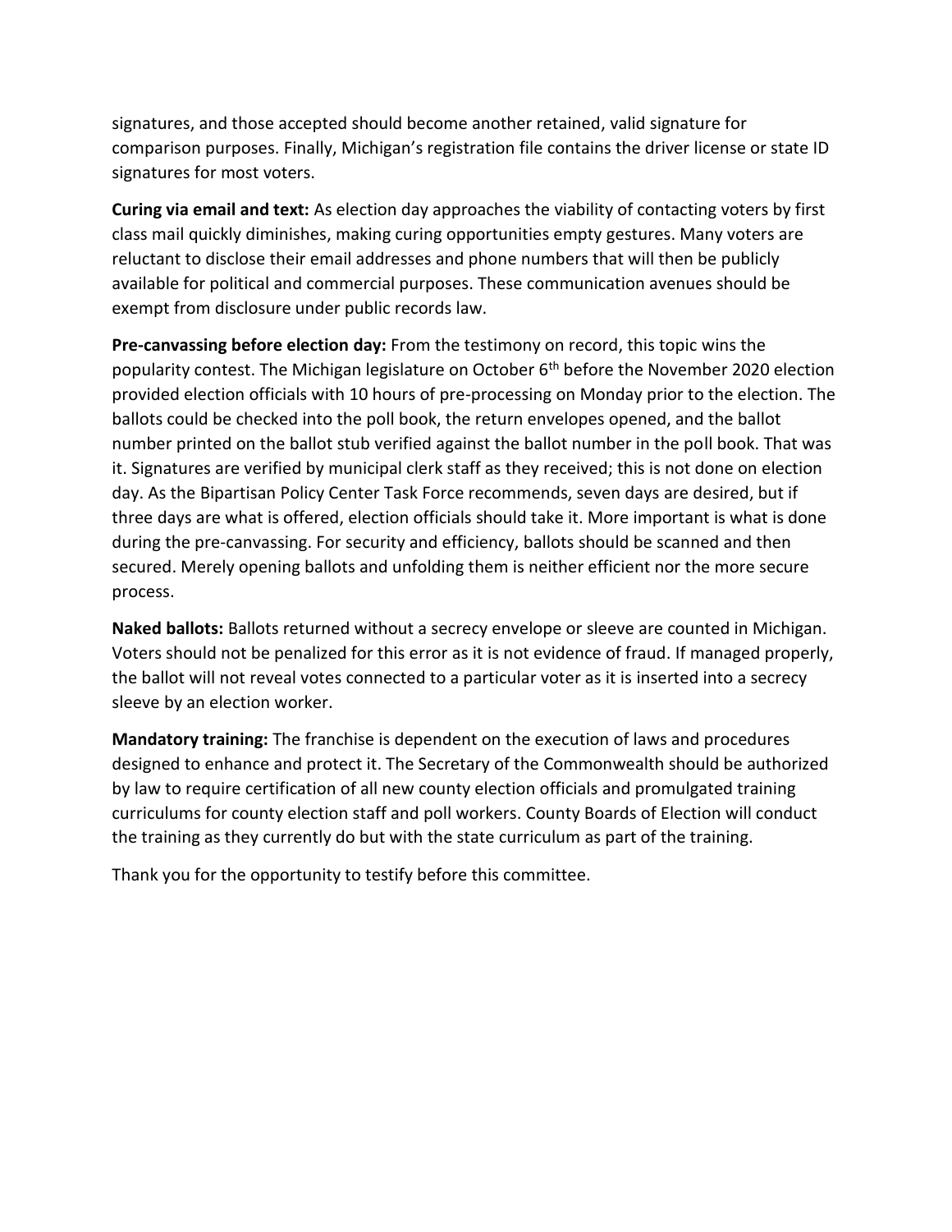signatures, and those accepted should become another retained, valid signature for comparison purposes. Finally, Michigan's registration file contains the driver license or state ID signatures for most voters.

**Curing via email and text:** As election day approaches the viability of contacting voters by first class mail quickly diminishes, making curing opportunities empty gestures. Many voters are reluctant to disclose their email addresses and phone numbers that will then be publicly available for political and commercial purposes. These communication avenues should be exempt from disclosure under public records law.

**Pre-canvassing before election day:** From the testimony on record, this topic wins the popularity contest. The Michigan legislature on October 6th before the November 2020 election provided election officials with 10 hours of pre-processing on Monday prior to the election. The ballots could be checked into the poll book, the return envelopes opened, and the ballot number printed on the ballot stub verified against the ballot number in the poll book. That was it. Signatures are verified by municipal clerk staff as they received; this is not done on election day. As the Bipartisan Policy Center Task Force recommends, seven days are desired, but if three days are what is offered, election officials should take it. More important is what is done during the pre-canvassing. For security and efficiency, ballots should be scanned and then secured. Merely opening ballots and unfolding them is neither efficient nor the more secure process.

**Naked ballots:** Ballots returned without a secrecy envelope or sleeve are counted in Michigan. Voters should not be penalized for this error as it is not evidence of fraud. If managed properly, the ballot will not reveal votes connected to a particular voter as it is inserted into a secrecy sleeve by an election worker.

**Mandatory training:** The franchise is dependent on the execution of laws and procedures designed to enhance and protect it. The Secretary of the Commonwealth should be authorized by law to require certification of all new county election officials and promulgated training curriculums for county election staff and poll workers. County Boards of Election will conduct the training as they currently do but with the state curriculum as part of the training.

Thank you for the opportunity to testify before this committee.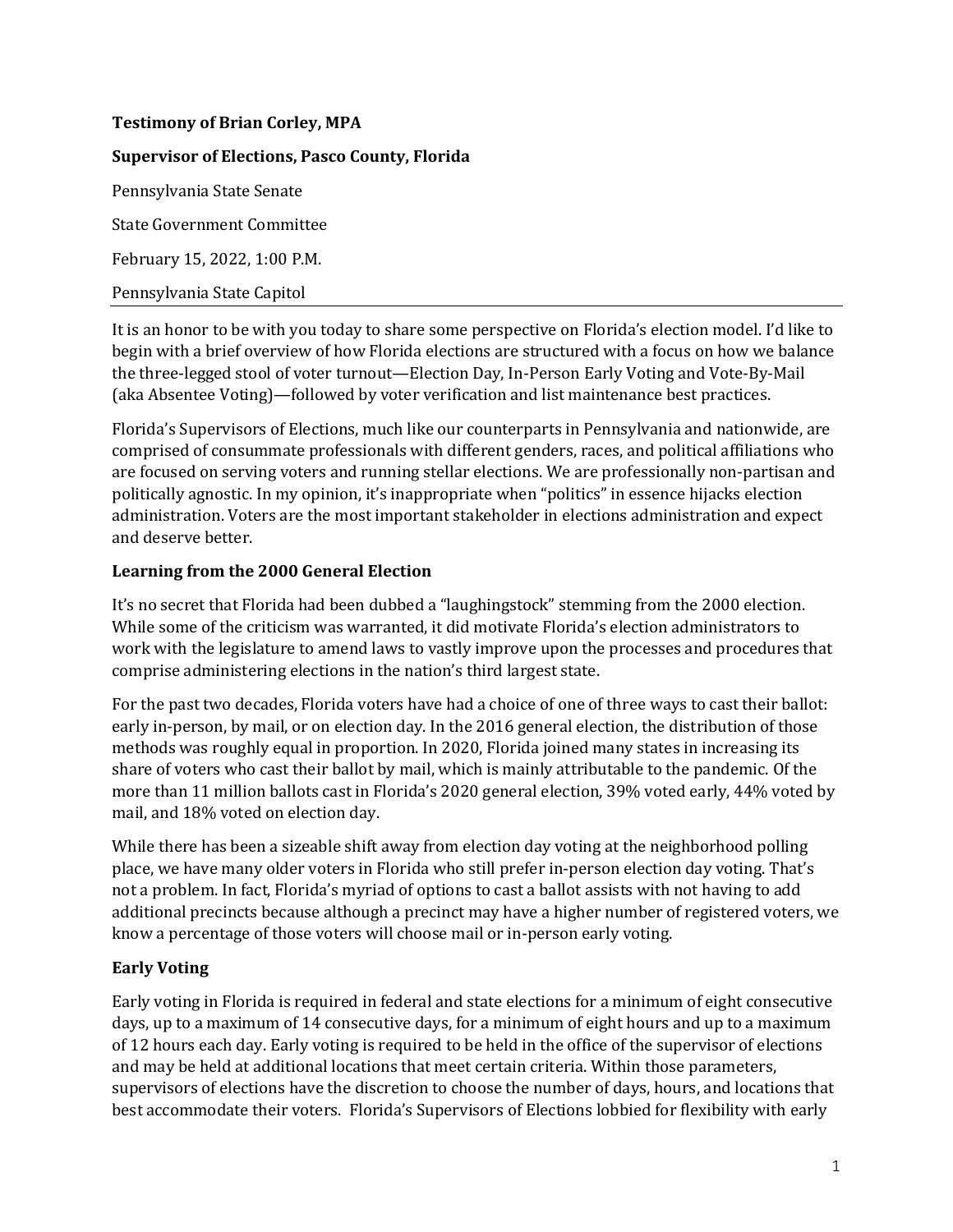**Testimony of Brian Corley, MPA**

**Supervisor of Elections, Pasco County, Florida**

Pennsylvania State Senate

State Government Committee

February 15, 2022, 1:00 P.M.

Pennsylvania State Capitol

---

It is an honor to be with you today to share some perspective on Florida's election model. I'd like to begin with a brief overview of how Florida elections are structured with a focus on how we balance the three-legged stool of voter turnout—Election Day, In-Person Early Voting and Vote-By-Mail (aka Absentee Voting)—followed by voter verification and list maintenance best practices.

Florida's Supervisors of Elections, much like our counterparts in Pennsylvania and nationwide, are comprised of consummate professionals with different genders, races, and political affiliations who are focused on serving voters and running stellar elections. We are professionally non-partisan and politically agnostic. In my opinion, it's inappropriate when "politics" in essence hijacks election administration. Voters are the most important stakeholder in elections administration and expect and deserve better.

### Learning from the 2000 General Election

It's no secret that Florida had been dubbed a "laughingstock" stemming from the 2000 election. While some of the criticism was warranted, it did motivate Florida's election administrators to work with the legislature to amend laws to vastly improve upon the processes and procedures that comprise administering elections in the nation's third largest state.

For the past two decades, Florida voters have had a choice of one of three ways to cast their ballot: early in-person, by mail, or on election day. In the 2016 general election, the distribution of those methods was roughly equal in proportion. In 2020, Florida joined many states in increasing its share of voters who cast their ballot by mail, which is mainly attributable to the pandemic. Of the more than 11 million ballots cast in Florida's 2020 general election, 39% voted early, 44% voted by mail, and 18% voted on election day.

While there has been a sizeable shift away from election day voting at the neighborhood polling place, we have many older voters in Florida who still prefer in-person election day voting. That's not a problem. In fact, Florida's myriad of options to cast a ballot assists with not having to add additional precincts because although a precinct may have a higher number of registered voters, we know a percentage of those voters will choose mail or in-person early voting.

### Early Voting

Early voting in Florida is required in federal and state elections for a minimum of eight consecutive days, up to a maximum of 14 consecutive days, for a minimum of eight hours and up to a maximum of 12 hours each day. Early voting is required to be held in the office of the supervisor of elections and may be held at additional locations that meet certain criteria. Within those parameters, supervisors of elections have the discretion to choose the number of days, hours, and locations that best accommodate their voters. Florida's Supervisors of Elections lobbied for flexibility with early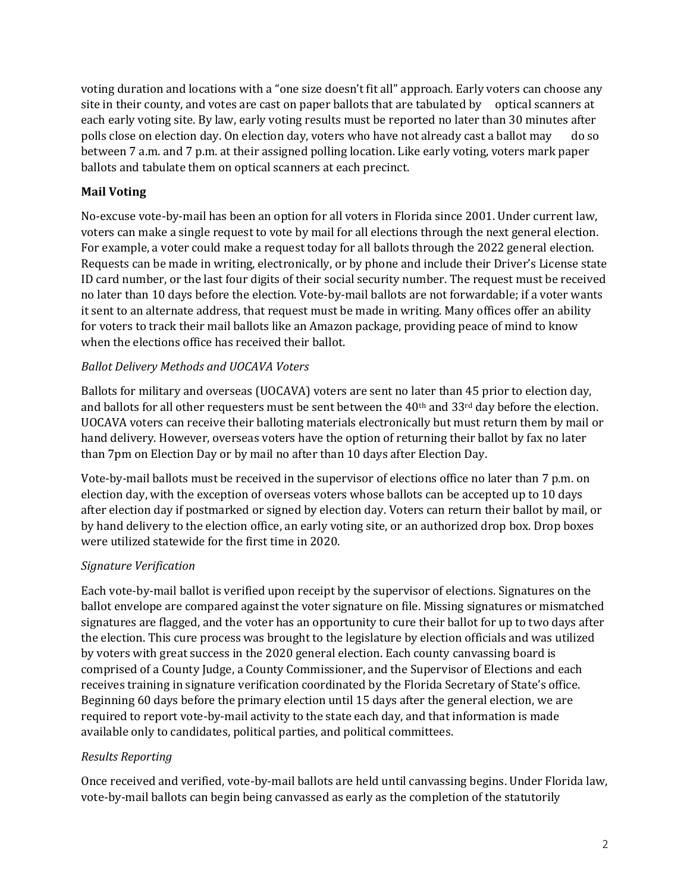voting duration and locations with a "one size doesn't fit all" approach. Early voters can choose any site in their county, and votes are cast on paper ballots that are tabulated by optical scanners at each early voting site. By law, early voting results must be reported no later than 30 minutes after polls close on election day. On election day, voters who have not already cast a ballot may do so between 7 a.m. and 7 p.m. at their assigned polling location. Like early voting, voters mark paper ballots and tabulate them on optical scanners at each precinct.

**Mail Voting**

No-excuse vote-by-mail has been an option for all voters in Florida since 2001. Under current law, voters can make a single request to vote by mail for all elections through the next general election. For example, a voter could make a request today for all ballots through the 2022 general election. Requests can be made in writing, electronically, or by phone and include their Driver's License state ID card number, or the last four digits of their social security number. The request must be received no later than 10 days before the election. Vote-by-mail ballots are not forwardable; if a voter wants it sent to an alternate address, that request must be made in writing. Many offices offer an ability for voters to track their mail ballots like an Amazon package, providing peace of mind to know when the elections office has received their ballot.

*Ballot Delivery Methods and UOCAVA Voters*

Ballots for military and overseas (UOCAVA) voters are sent no later than 45 prior to election day, and ballots for all other requesters must be sent between the 40th and 33rd day before the election. UOCAVA voters can receive their balloting materials electronically but must return them by mail or hand delivery. However, overseas voters have the option of returning their ballot by fax no later than 7pm on Election Day or by mail no after than 10 days after Election Day.

Vote-by-mail ballots must be received in the supervisor of elections office no later than 7 p.m. on election day, with the exception of overseas voters whose ballots can be accepted up to 10 days after election day if postmarked or signed by election day. Voters can return their ballot by mail, or by hand delivery to the election office, an early voting site, or an authorized drop box. Drop boxes were utilized statewide for the first time in 2020.

*Signature Verification*

Each vote-by-mail ballot is verified upon receipt by the supervisor of elections. Signatures on the ballot envelope are compared against the voter signature on file. Missing signatures or mismatched signatures are flagged, and the voter has an opportunity to cure their ballot for up to two days after the election. This cure process was brought to the legislature by election officials and was utilized by voters with great success in the 2020 general election. Each county canvassing board is comprised of a County Judge, a County Commissioner, and the Supervisor of Elections and each receives training in signature verification coordinated by the Florida Secretary of State's office. Beginning 60 days before the primary election until 15 days after the general election, we are required to report vote-by-mail activity to the state each day, and that information is made available only to candidates, political parties, and political committees.

*Results Reporting*

Once received and verified, vote-by-mail ballots are held until canvassing begins. Under Florida law, vote-by-mail ballots can begin being canvassed as early as the completion of the statutorily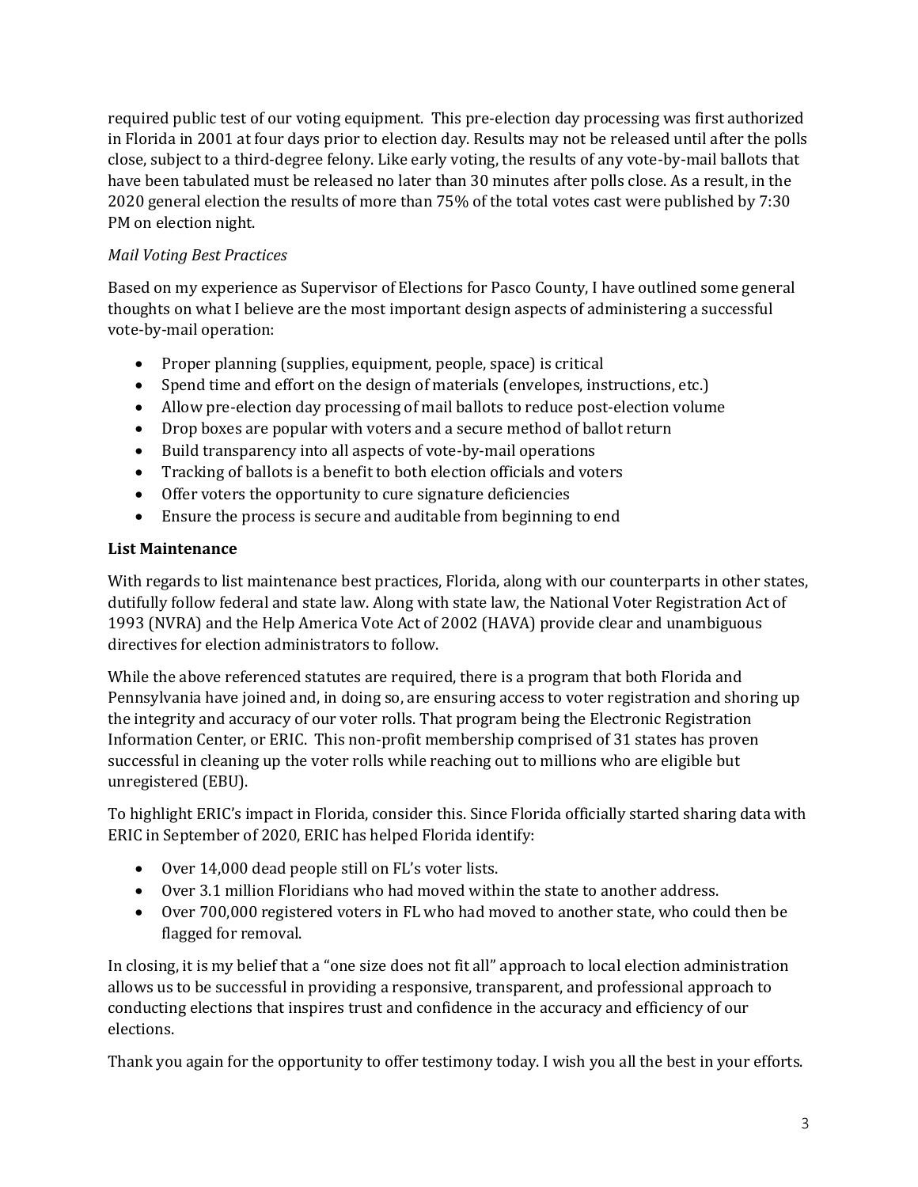required public test of our voting equipment. This pre-election day processing was first authorized in Florida in 2001 at four days prior to election day. Results may not be released until after the polls close, subject to a third-degree felony. Like early voting, the results of any vote-by-mail ballots that have been tabulated must be released no later than 30 minutes after polls close. As a result, in the 2020 general election the results of more than 75% of the total votes cast were published by 7:30 PM on election night.

*Mail Voting Best Practices*

Based on my experience as Supervisor of Elections for Pasco County, I have outlined some general thoughts on what I believe are the most important design aspects of administering a successful vote-by-mail operation:

- Proper planning (supplies, equipment, people, space) is critical
- Spend time and effort on the design of materials (envelopes, instructions, etc.)
- Allow pre-election day processing of mail ballots to reduce post-election volume
- Drop boxes are popular with voters and a secure method of ballot return
- Build transparency into all aspects of vote-by-mail operations
- Tracking of ballots is a benefit to both election officials and voters
- Offer voters the opportunity to cure signature deficiencies
- Ensure the process is secure and auditable from beginning to end

**List Maintenance**

With regards to list maintenance best practices, Florida, along with our counterparts in other states, dutifully follow federal and state law. Along with state law, the National Voter Registration Act of 1993 (NVRA) and the Help America Vote Act of 2002 (HAVA) provide clear and unambiguous directives for election administrators to follow.

While the above referenced statutes are required, there is a program that both Florida and Pennsylvania have joined and, in doing so, are ensuring access to voter registration and shoring up the integrity and accuracy of our voter rolls. That program being the Electronic Registration Information Center, or ERIC. This non-profit membership comprised of 31 states has proven successful in cleaning up the voter rolls while reaching out to millions who are eligible but unregistered (EBU).

To highlight ERIC's impact in Florida, consider this. Since Florida officially started sharing data with ERIC in September of 2020, ERIC has helped Florida identify:

- Over 14,000 dead people still on FL's voter lists.
- Over 3.1 million Floridians who had moved within the state to another address.
- Over 700,000 registered voters in FL who had moved to another state, who could then be flagged for removal.

In closing, it is my belief that a "one size does not fit all" approach to local election administration allows us to be successful in providing a responsive, transparent, and professional approach to conducting elections that inspires trust and confidence in the accuracy and efficiency of our elections.

Thank you again for the opportunity to offer testimony today. I wish you all the best in your efforts.